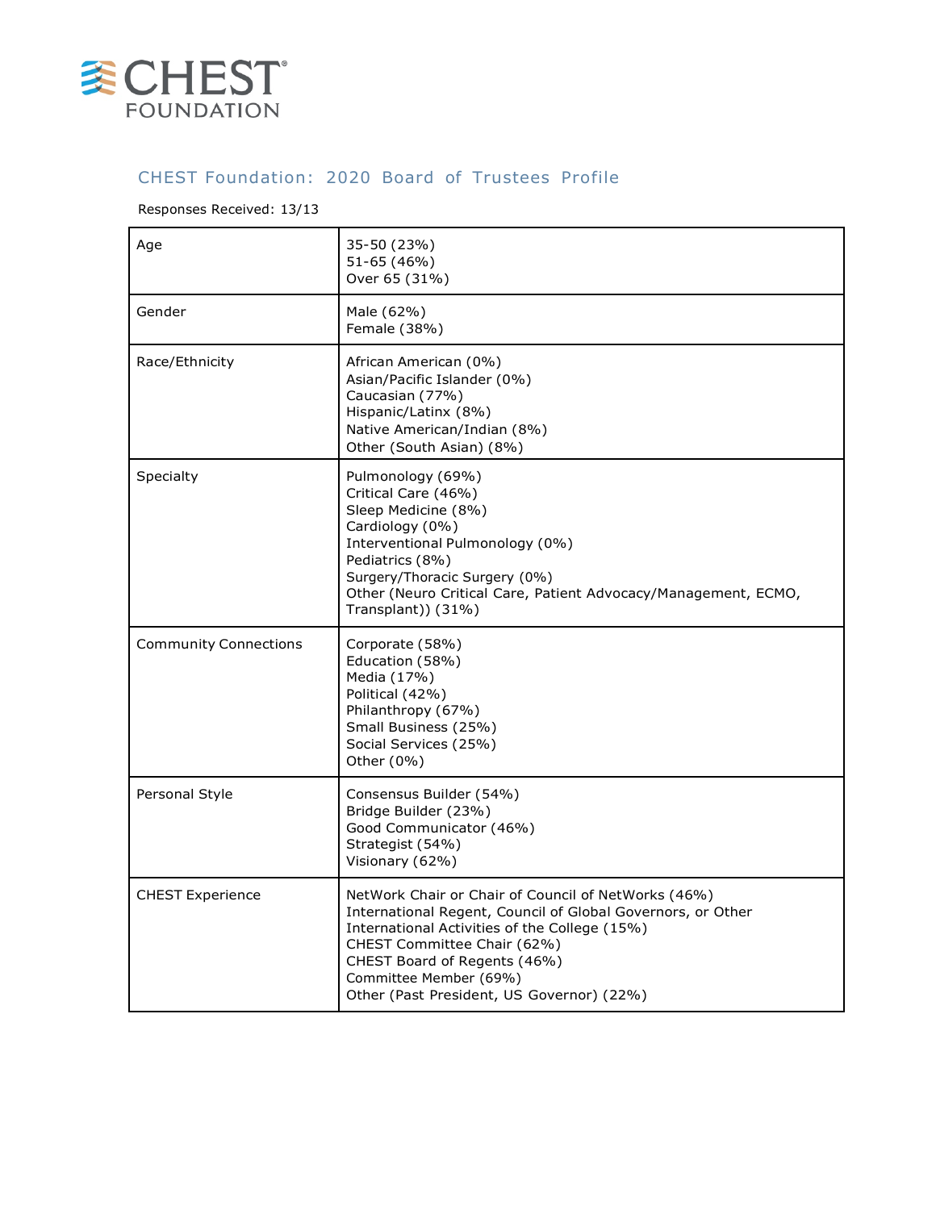CHEST FOUNDATION

## CHEST Foundation: 2020 Board of Trustees Profile

Responses Received: 13/13

| | |
|---|---|
| Age | 35-50 (23%)<br>51-65 (46%)<br>Over 65 (31%) |
| Gender | Male (62%)<br>Female (38%) |
| Race/Ethnicity | African American (0%)<br>Asian/Pacific Islander (0%)<br>Caucasian (77%)<br>Hispanic/Latinx (8%)<br>Native American/Indian (8%)<br>Other (South Asian) (8%) |
| Specialty | Pulmonology (69%)<br>Critical Care (46%)<br>Sleep Medicine (8%)<br>Cardiology (0%)<br>Interventional Pulmonology (0%)<br>Pediatrics (8%)<br>Surgery/Thoracic Surgery (0%)<br>Other (Neuro Critical Care, Patient Advocacy/Management, ECMO, Transplant)) (31%) |
| Community Connections | Corporate (58%)<br>Education (58%)<br>Media (17%)<br>Political (42%)<br>Philanthropy (67%)<br>Small Business (25%)<br>Social Services (25%)<br>Other (0%) |
| Personal Style | Consensus Builder (54%)<br>Bridge Builder (23%)<br>Good Communicator (46%)<br>Strategist (54%)<br>Visionary (62%) |
| CHEST Experience | NetWork Chair or Chair of Council of NetWorks (46%)<br>International Regent, Council of Global Governors, or Other International Activities of the College (15%)<br>CHEST Committee Chair (62%)<br>CHEST Board of Regents (46%)<br>Committee Member (69%)<br>Other (Past President, US Governor) (22%) |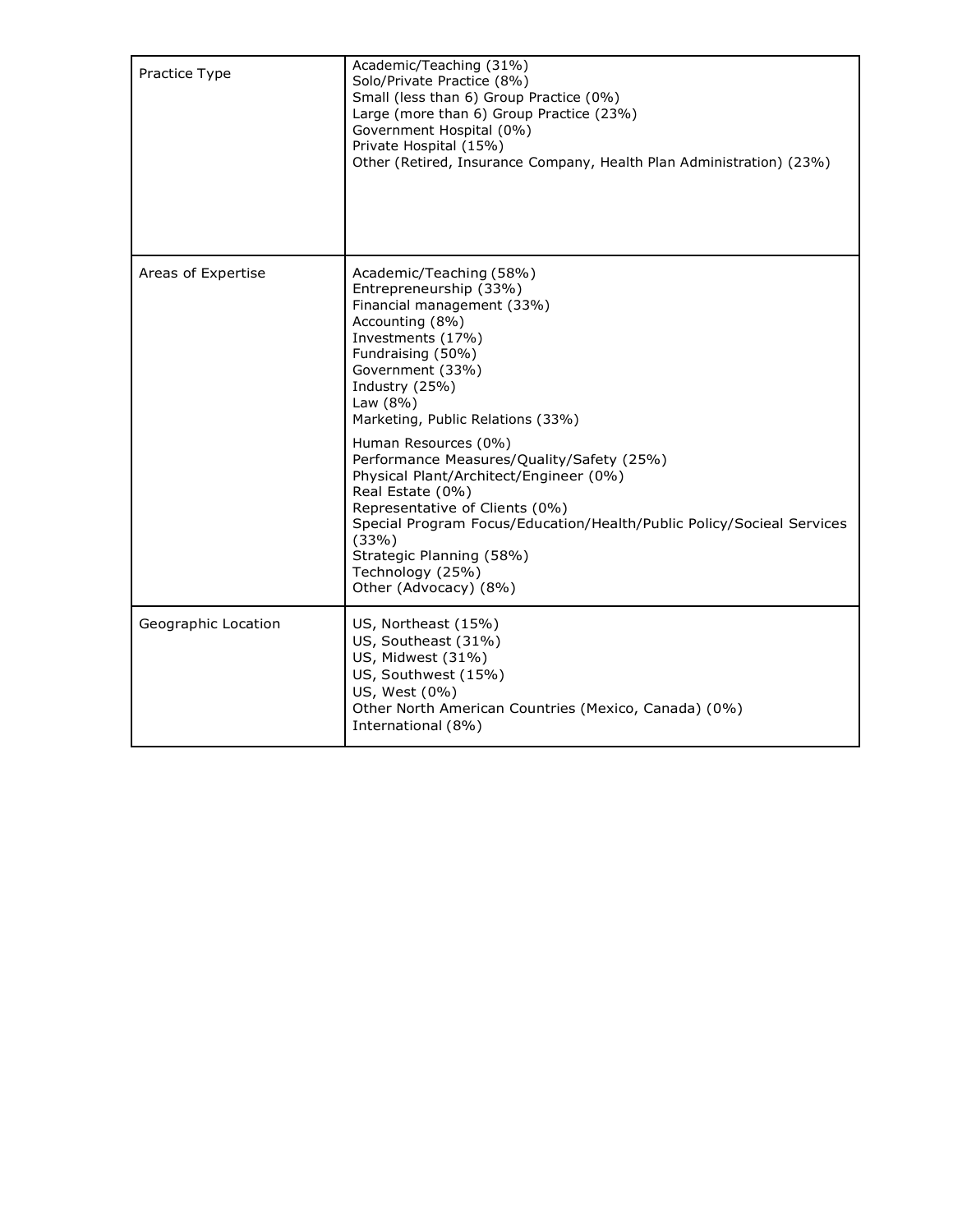| | |
|---|---|
| Practice Type | Academic/Teaching (31%)<br>Solo/Private Practice (8%)<br>Small (less than 6) Group Practice (0%)<br>Large (more than 6) Group Practice (23%)<br>Government Hospital (0%)<br>Private Hospital (15%)<br>Other (Retired, Insurance Company, Health Plan Administration) (23%) |
| Areas of Expertise | Academic/Teaching (58%)<br>Entrepreneurship (33%)<br>Financial management (33%)<br>Accounting (8%)<br>Investments (17%)<br>Fundraising (50%)<br>Government (33%)<br>Industry (25%)<br>Law (8%)<br>Marketing, Public Relations (33%)<br>Human Resources (0%)<br>Performance Measures/Quality/Safety (25%)<br>Physical Plant/Architect/Engineer (0%)<br>Real Estate (0%)<br>Representative of Clients (0%)<br>Special Program Focus/Education/Health/Public Policy/Socieal Services (33%)<br>Strategic Planning (58%)<br>Technology (25%)<br>Other (Advocacy) (8%) |
| Geographic Location | US, Northeast (15%)<br>US, Southeast (31%)<br>US, Midwest (31%)<br>US, Southwest (15%)<br>US, West (0%)<br>Other North American Countries (Mexico, Canada) (0%)<br>International (8%) |